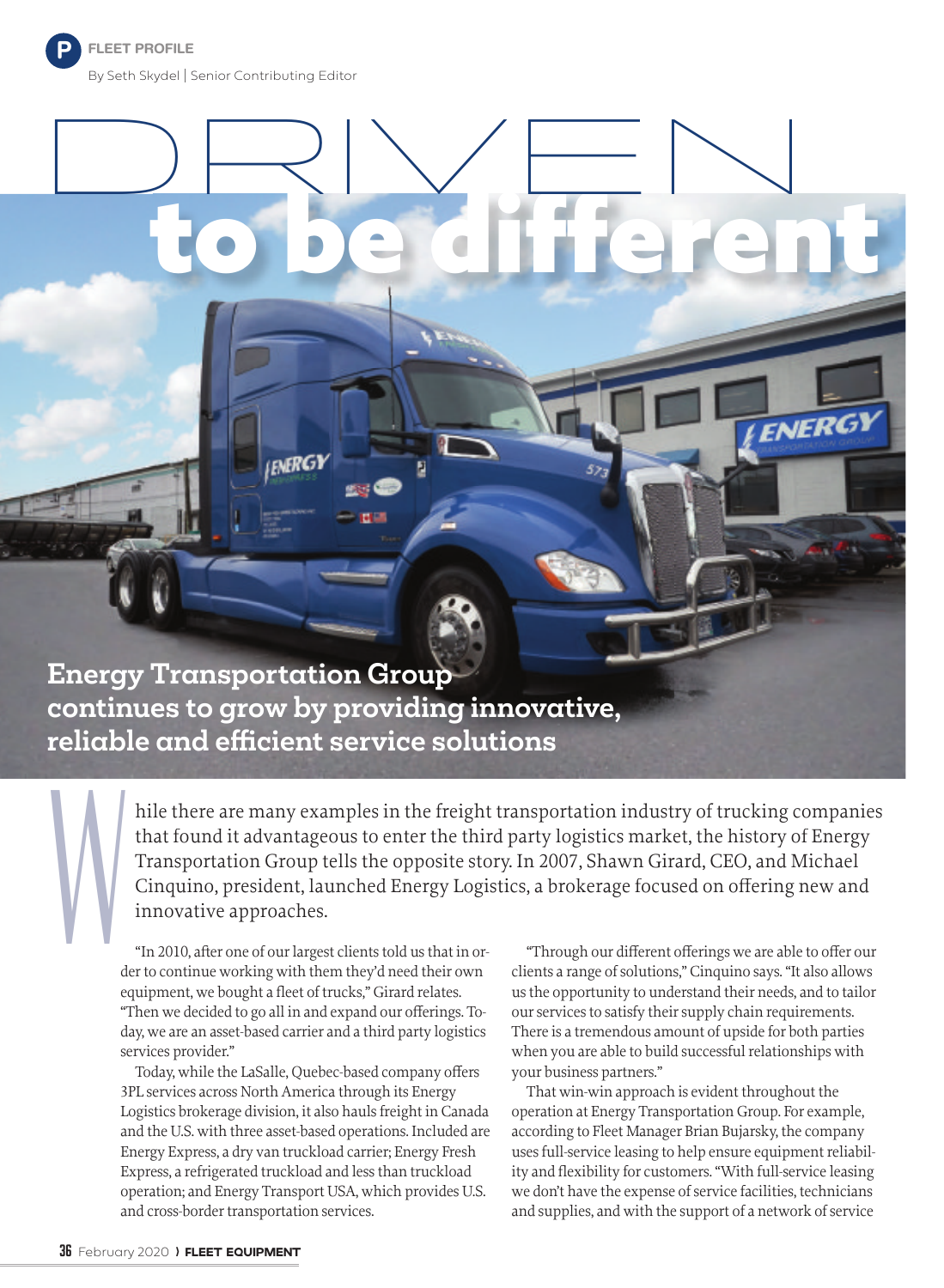FLEET PROFILE

By Seth Skydel | Senior Contributing Editor

# DRIVEN to be different

## Energy Transportation Group continues to grow by providing innovative, reliable and efficient service solutions

While there are many examples in the freight transportation industry of trucking companies that found it advantageous to enter the third party logistics market, the history of Energy Transportation Group tells the opposite story. In 2007, Shawn Girard, CEO, and Michael Cinquino, president, launched Energy Logistics, a brokerage focused on offering new and innovative approaches.

"In 2010, after one of our largest clients told us that in order to continue working with them they'd need their own equipment, we bought a fleet of trucks," Girard relates. "Then we decided to go all in and expand our offerings. Today, we are an asset-based carrier and a third party logistics services provider."

Today, while the LaSalle, Quebec-based company offers 3PL services across North America through its Energy Logistics brokerage division, it also hauls freight in Canada and the U.S. with three asset-based operations. Included are Energy Express, a dry van truckload carrier; Energy Fresh Express, a refrigerated truckload and less than truckload operation; and Energy Transport USA, which provides U.S. and cross-border transportation services.

"Through our different offerings we are able to offer our clients a range of solutions," Cinquino says. "It also allows us the opportunity to understand their needs, and to tailor our services to satisfy their supply chain requirements. There is a tremendous amount of upside for both parties when you are able to build successful relationships with your business partners."

That win-win approach is evident throughout the operation at Energy Transportation Group. For example, according to Fleet Manager Brian Bujarsky, the company uses full-service leasing to help ensure equipment reliability and flexibility for customers. "With full-service leasing we don't have the expense of service facilities, technicians and supplies, and with the support of a network of service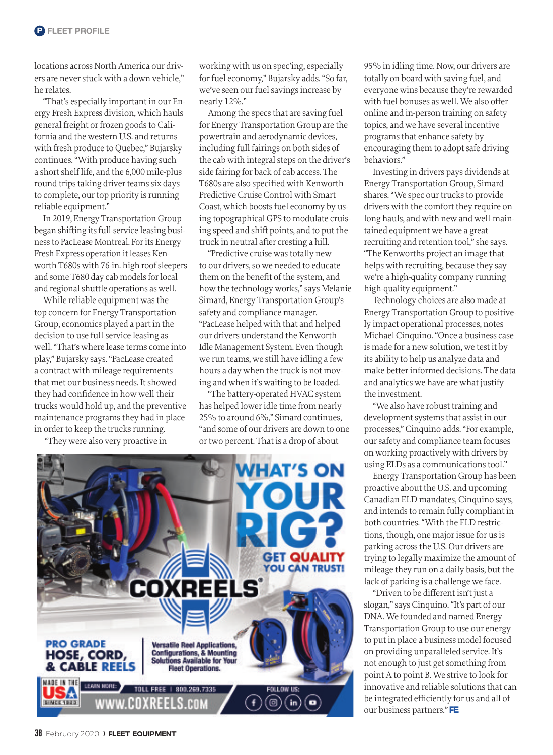locations across North America our drivers are never stuck with a down vehicle," he relates.

"That's especially important in our Energy Fresh Express division, which hauls general freight or frozen goods to California and the western U.S. and returns with fresh produce to Quebec," Bujarsky continues. "With produce having such a short shelf life, and the 6,000 mile-plus round trips taking driver teams six days to complete, our top priority is running reliable equipment."

In 2019, Energy Transportation Group began shifting its full-service leasing business to PacLease Montreal. For its Energy Fresh Express operation it leases Kenworth T680s with 76-in. high roof sleepers and some T680 day cab models for local and regional shuttle operations as well.

While reliable equipment was the top concern for Energy Transportation Group, economics played a part in the decision to use full-service leasing as well. "That's where lease terms come into play," Bujarsky says. "PacLease created a contract with mileage requirements that met our business needs. It showed they had confidence in how well their trucks would hold up, and the preventive maintenance programs they had in place in order to keep the trucks running.

"They were also very proactive in working with us on spec'ing, especially for fuel economy," Bujarsky adds. "So far, we've seen our fuel savings increase by nearly 12%."

Among the specs that are saving fuel for Energy Transportation Group are the powertrain and aerodynamic devices, including full fairings on both sides of the cab with integral steps on the driver's side fairing for back of cab access. The T680s are also specified with Kenworth Predictive Cruise Control with Smart Coast, which boosts fuel economy by using topographical GPS to modulate cruising speed and shift points, and to put the truck in neutral after cresting a hill.

"Predictive cruise was totally new to our drivers, so we needed to educate them on the benefit of the system, and how the technology works," says Melanie Simard, Energy Transportation Group's safety and compliance manager. "PacLease helped with that and helped our drivers understand the Kenworth Idle Management System. Even though we run teams, we still have idling a few hours a day when the truck is not moving and when it's waiting to be loaded.

"The battery-operated HVAC system has helped lower idle time from nearly 25% to around 6%," Simard continues, "and some of our drivers are down to one or two percent. That is a drop of about 95% in idling time. Now, our drivers are totally on board with saving fuel, and everyone wins because they're rewarded with fuel bonuses as well. We also offer online and in-person training on safety topics, and we have several incentive programs that enhance safety by encouraging them to adopt safe driving behaviors."

Investing in drivers pays dividends at Energy Transportation Group, Simard shares. "We spec our trucks to provide drivers with the comfort they require on long hauls, and with new and well-maintained equipment we have a great recruiting and retention tool," she says. "The Kenworths project an image that helps with recruiting, because they say we're a high-quality company running high-quality equipment."

Technology choices are also made at Energy Transportation Group to positively impact operational processes, notes Michael Cinquino. "Once a business case is made for a new solution, we test it by its ability to help us analyze data and make better informed decisions. The data and analytics we have are what justify the investment.

"We also have robust training and development systems that assist in our processes," Cinquino adds. "For example, our safety and compliance team focuses on working proactively with drivers by using ELDs as a communications tool."

Energy Transportation Group has been proactive about the U.S. and upcoming Canadian ELD mandates, Cinquino says, and intends to remain fully compliant in both countries. "With the ELD restrictions, though, one major issue for us is parking across the U.S. Our drivers are trying to legally maximize the amount of mileage they run on a daily basis, but the lack of parking is a challenge we face.

"Driven to be different isn't just a slogan," says Cinquino. "It's part of our DNA. We founded and named Energy Transportation Group to use our energy to put in place a business model focused on providing unparalleled service. It's not enough to just get something from point A to point B. We strive to look for innovative and reliable solutions that can be integrated efficiently for us and all of our business partners." **FE**